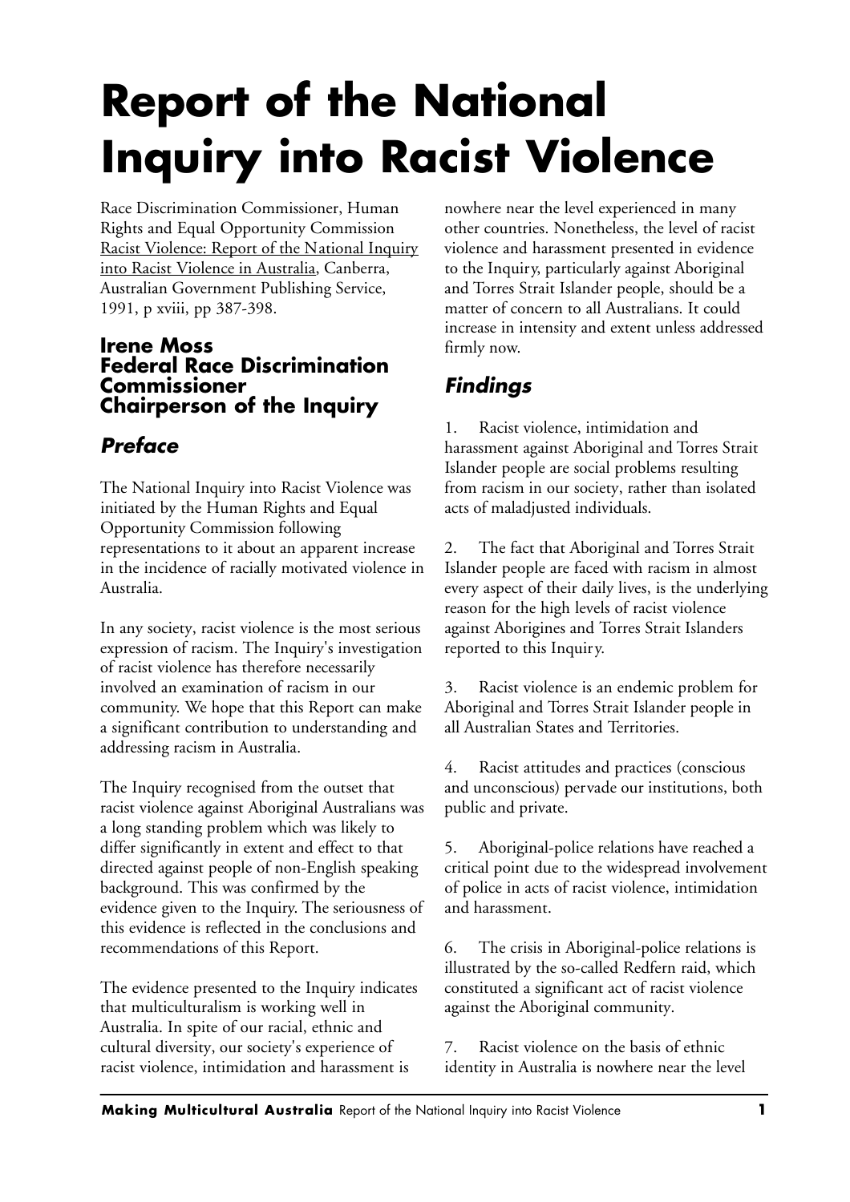# Report of the National Inquiry into Racist Violence

Race Discrimination Commissioner, Human Rights and Equal Opportunity Commission Racist Violence: Report of the National Inquiry into Racist Violence in Australia, Canberra, Australian Government Publishing Service, 1991, p xviii, pp 387-398.

### Irene Moss
### Federal Race Discrimination Commissioner
### Chairperson of the Inquiry

## *Preface*

The National Inquiry into Racist Violence was initiated by the Human Rights and Equal Opportunity Commission following representations to it about an apparent increase in the incidence of racially motivated violence in Australia.

In any society, racist violence is the most serious expression of racism. The Inquiry's investigation of racist violence has therefore necessarily involved an examination of racism in our community. We hope that this Report can make a significant contribution to understanding and addressing racism in Australia.

The Inquiry recognised from the outset that racist violence against Aboriginal Australians was a long standing problem which was likely to differ significantly in extent and effect to that directed against people of non-English speaking background. This was confirmed by the evidence given to the Inquiry. The seriousness of this evidence is reflected in the conclusions and recommendations of this Report.

The evidence presented to the Inquiry indicates that multiculturalism is working well in Australia. In spite of our racial, ethnic and cultural diversity, our society's experience of racist violence, intimidation and harassment is nowhere near the level experienced in many other countries. Nonetheless, the level of racist violence and harassment presented in evidence to the Inquiry, particularly against Aboriginal and Torres Strait Islander people, should be a matter of concern to all Australians. It could increase in intensity and extent unless addressed firmly now.

## *Findings*

1. Racist violence, intimidation and harassment against Aboriginal and Torres Strait Islander people are social problems resulting from racism in our society, rather than isolated acts of maladjusted individuals.

2. The fact that Aboriginal and Torres Strait Islander people are faced with racism in almost every aspect of their daily lives, is the underlying reason for the high levels of racist violence against Aborigines and Torres Strait Islanders reported to this Inquiry.

3. Racist violence is an endemic problem for Aboriginal and Torres Strait Islander people in all Australian States and Territories.

4. Racist attitudes and practices (conscious and unconscious) pervade our institutions, both public and private.

5. Aboriginal-police relations have reached a critical point due to the widespread involvement of police in acts of racist violence, intimidation and harassment.

6. The crisis in Aboriginal-police relations is illustrated by the so-called Redfern raid, which constituted a significant act of racist violence against the Aboriginal community.

7. Racist violence on the basis of ethnic identity in Australia is nowhere near the level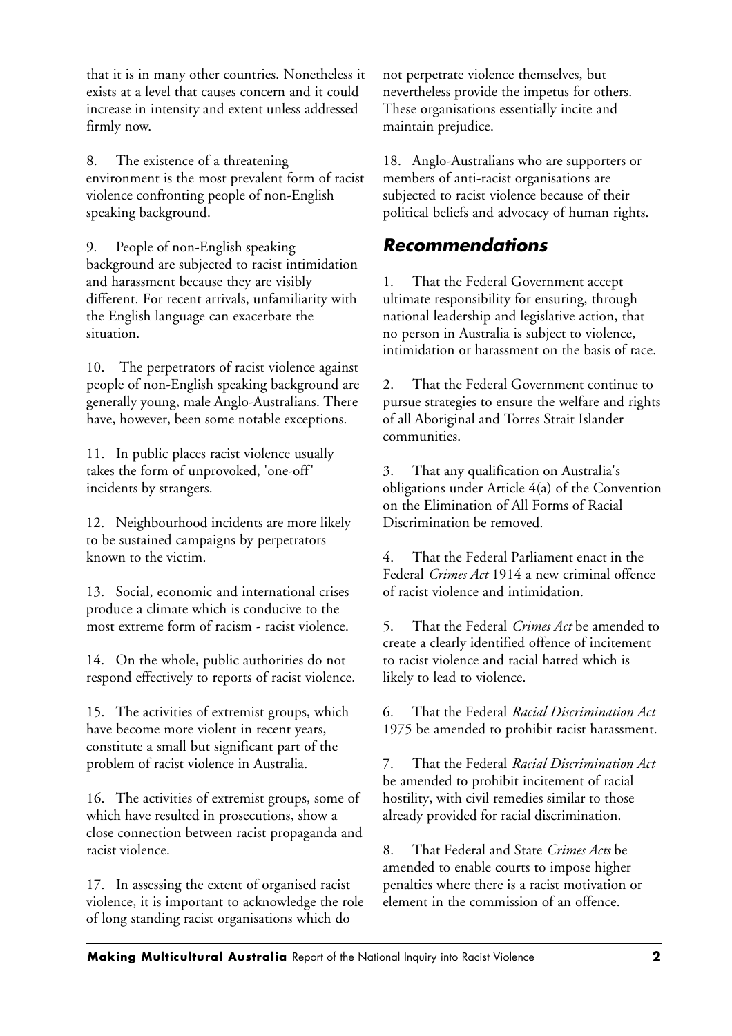that it is in many other countries. Nonetheless it exists at a level that causes concern and it could increase in intensity and extent unless addressed firmly now.

8. The existence of a threatening environment is the most prevalent form of racist violence confronting people of non-English speaking background.

9. People of non-English speaking background are subjected to racist intimidation and harassment because they are visibly different. For recent arrivals, unfamiliarity with the English language can exacerbate the situation.

10. The perpetrators of racist violence against people of non-English speaking background are generally young, male Anglo-Australians. There have, however, been some notable exceptions.

11. In public places racist violence usually takes the form of unprovoked, 'one-off' incidents by strangers.

12. Neighbourhood incidents are more likely to be sustained campaigns by perpetrators known to the victim.

13. Social, economic and international crises produce a climate which is conducive to the most extreme form of racism - racist violence.

14. On the whole, public authorities do not respond effectively to reports of racist violence.

15. The activities of extremist groups, which have become more violent in recent years, constitute a small but significant part of the problem of racist violence in Australia.

16. The activities of extremist groups, some of which have resulted in prosecutions, show a close connection between racist propaganda and racist violence.

17. In assessing the extent of organised racist violence, it is important to acknowledge the role of long standing racist organisations which do not perpetrate violence themselves, but nevertheless provide the impetus for others. These organisations essentially incite and maintain prejudice.

18. Anglo-Australians who are supporters or members of anti-racist organisations are subjected to racist violence because of their political beliefs and advocacy of human rights.

## *Recommendations*

1. That the Federal Government accept ultimate responsibility for ensuring, through national leadership and legislative action, that no person in Australia is subject to violence, intimidation or harassment on the basis of race.

2. That the Federal Government continue to pursue strategies to ensure the welfare and rights of all Aboriginal and Torres Strait Islander communities.

3. That any qualification on Australia's obligations under Article 4(a) of the Convention on the Elimination of All Forms of Racial Discrimination be removed.

4. That the Federal Parliament enact in the Federal *Crimes Act* 1914 a new criminal offence of racist violence and intimidation.

5. That the Federal *Crimes Act* be amended to create a clearly identified offence of incitement to racist violence and racial hatred which is likely to lead to violence.

6. That the Federal *Racial Discrimination Act* 1975 be amended to prohibit racist harassment.

7. That the Federal *Racial Discrimination Act* be amended to prohibit incitement of racial hostility, with civil remedies similar to those already provided for racial discrimination.

8. That Federal and State *Crimes Acts* be amended to enable courts to impose higher penalties where there is a racist motivation or element in the commission of an offence.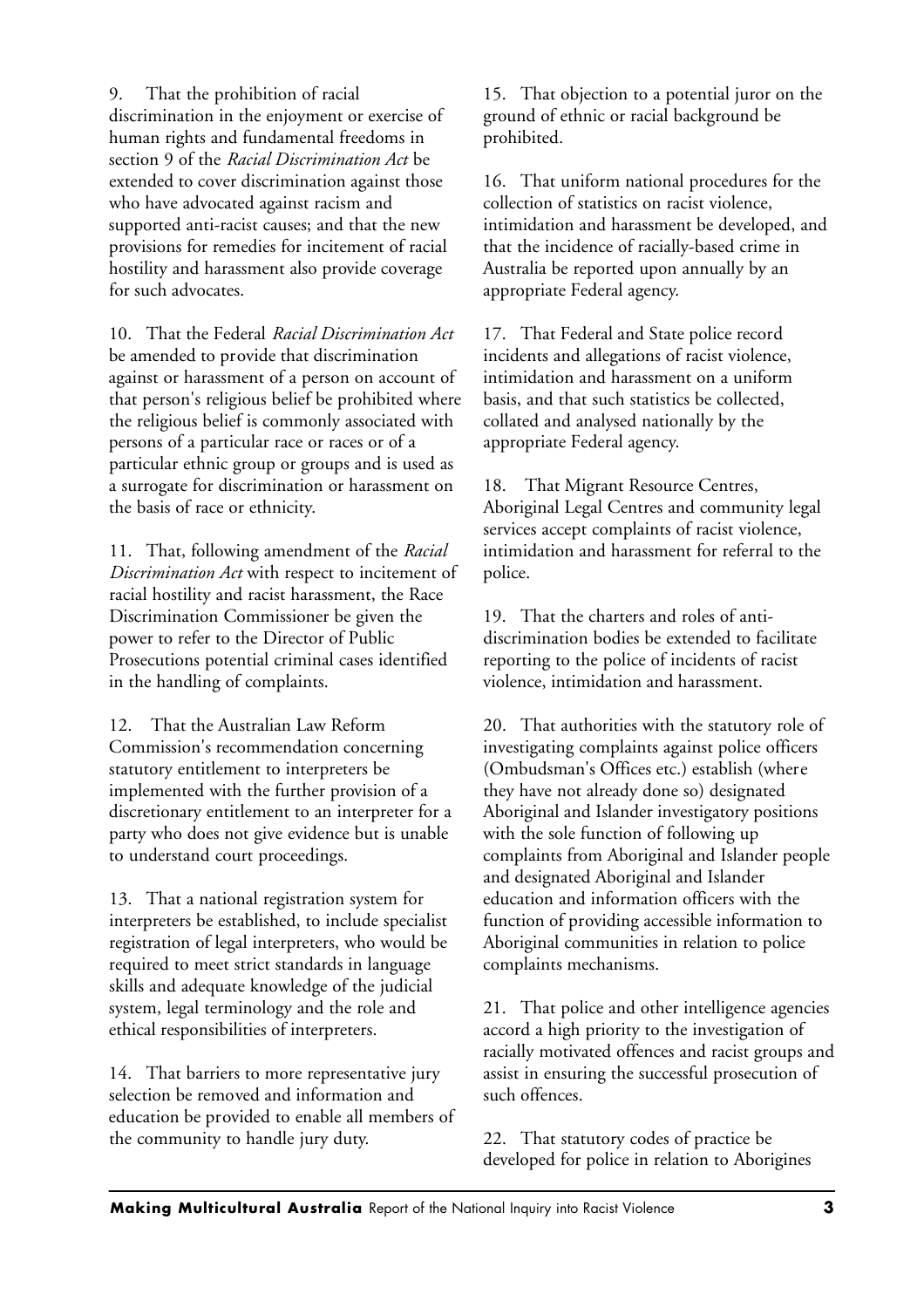9. That the prohibition of racial discrimination in the enjoyment or exercise of human rights and fundamental freedoms in section 9 of the *Racial Discrimination Act* be extended to cover discrimination against those who have advocated against racism and supported anti-racist causes; and that the new provisions for remedies for incitement of racial hostility and harassment also provide coverage for such advocates.

10. That the Federal *Racial Discrimination Act* be amended to provide that discrimination against or harassment of a person on account of that person's religious belief be prohibited where the religious belief is commonly associated with persons of a particular race or races or of a particular ethnic group or groups and is used as a surrogate for discrimination or harassment on the basis of race or ethnicity.

11. That, following amendment of the *Racial Discrimination Act* with respect to incitement of racial hostility and racist harassment, the Race Discrimination Commissioner be given the power to refer to the Director of Public Prosecutions potential criminal cases identified in the handling of complaints.

12. That the Australian Law Reform Commission's recommendation concerning statutory entitlement to interpreters be implemented with the further provision of a discretionary entitlement to an interpreter for a party who does not give evidence but is unable to understand court proceedings.

13. That a national registration system for interpreters be established, to include specialist registration of legal interpreters, who would be required to meet strict standards in language skills and adequate knowledge of the judicial system, legal terminology and the role and ethical responsibilities of interpreters.

14. That barriers to more representative jury selection be removed and information and education be provided to enable all members of the community to handle jury duty.

15. That objection to a potential juror on the ground of ethnic or racial background be prohibited.

16. That uniform national procedures for the collection of statistics on racist violence, intimidation and harassment be developed, and that the incidence of racially-based crime in Australia be reported upon annually by an appropriate Federal agency.

17. That Federal and State police record incidents and allegations of racist violence, intimidation and harassment on a uniform basis, and that such statistics be collected, collated and analysed nationally by the appropriate Federal agency.

18. That Migrant Resource Centres, Aboriginal Legal Centres and community legal services accept complaints of racist violence, intimidation and harassment for referral to the police.

19. That the charters and roles of anti-discrimination bodies be extended to facilitate reporting to the police of incidents of racist violence, intimidation and harassment.

20. That authorities with the statutory role of investigating complaints against police officers (Ombudsman's Offices etc.) establish (where they have not already done so) designated Aboriginal and Islander investigatory positions with the sole function of following up complaints from Aboriginal and Islander people and designated Aboriginal and Islander education and information officers with the function of providing accessible information to Aboriginal communities in relation to police complaints mechanisms.

21. That police and other intelligence agencies accord a high priority to the investigation of racially motivated offences and racist groups and assist in ensuring the successful prosecution of such offences.

22. That statutory codes of practice be developed for police in relation to Aborigines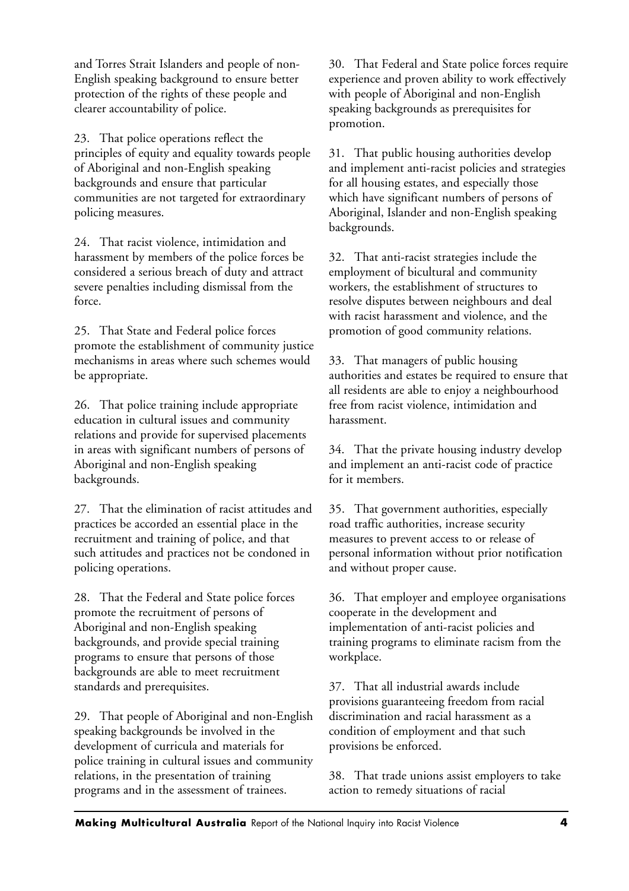and Torres Strait Islanders and people of non-English speaking background to ensure better protection of the rights of these people and clearer accountability of police.

23. That police operations reflect the principles of equity and equality towards people of Aboriginal and non-English speaking backgrounds and ensure that particular communities are not targeted for extraordinary policing measures.

24. That racist violence, intimidation and harassment by members of the police forces be considered a serious breach of duty and attract severe penalties including dismissal from the force.

25. That State and Federal police forces promote the establishment of community justice mechanisms in areas where such schemes would be appropriate.

26. That police training include appropriate education in cultural issues and community relations and provide for supervised placements in areas with significant numbers of persons of Aboriginal and non-English speaking backgrounds.

27. That the elimination of racist attitudes and practices be accorded an essential place in the recruitment and training of police, and that such attitudes and practices not be condoned in policing operations.

28. That the Federal and State police forces promote the recruitment of persons of Aboriginal and non-English speaking backgrounds, and provide special training programs to ensure that persons of those backgrounds are able to meet recruitment standards and prerequisites.

29. That people of Aboriginal and non-English speaking backgrounds be involved in the development of curricula and materials for police training in cultural issues and community relations, in the presentation of training programs and in the assessment of trainees.

30. That Federal and State police forces require experience and proven ability to work effectively with people of Aboriginal and non-English speaking backgrounds as prerequisites for promotion.

31. That public housing authorities develop and implement anti-racist policies and strategies for all housing estates, and especially those which have significant numbers of persons of Aboriginal, Islander and non-English speaking backgrounds.

32. That anti-racist strategies include the employment of bicultural and community workers, the establishment of structures to resolve disputes between neighbours and deal with racist harassment and violence, and the promotion of good community relations.

33. That managers of public housing authorities and estates be required to ensure that all residents are able to enjoy a neighbourhood free from racist violence, intimidation and harassment.

34. That the private housing industry develop and implement an anti-racist code of practice for it members.

35. That government authorities, especially road traffic authorities, increase security measures to prevent access to or release of personal information without prior notification and without proper cause.

36. That employer and employee organisations cooperate in the development and implementation of anti-racist policies and training programs to eliminate racism from the workplace.

37. That all industrial awards include provisions guaranteeing freedom from racial discrimination and racial harassment as a condition of employment and that such provisions be enforced.

38. That trade unions assist employers to take action to remedy situations of racial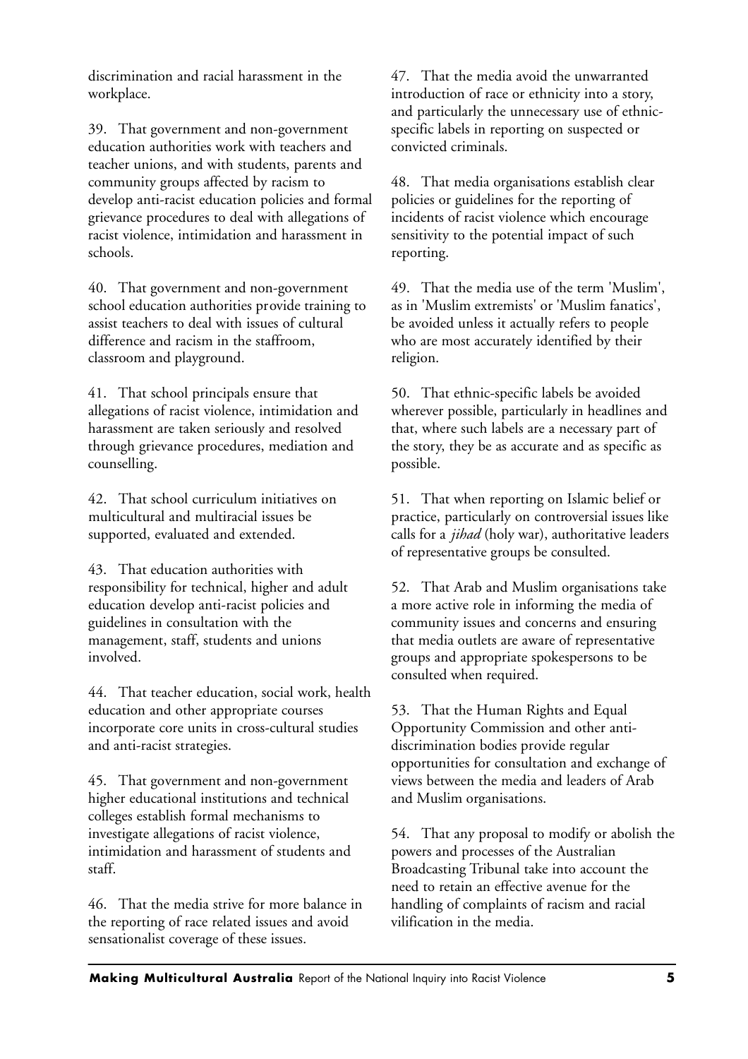discrimination and racial harassment in the workplace.

39. That government and non-government education authorities work with teachers and teacher unions, and with students, parents and community groups affected by racism to develop anti-racist education policies and formal grievance procedures to deal with allegations of racist violence, intimidation and harassment in schools.

40. That government and non-government school education authorities provide training to assist teachers to deal with issues of cultural difference and racism in the staffroom, classroom and playground.

41. That school principals ensure that allegations of racist violence, intimidation and harassment are taken seriously and resolved through grievance procedures, mediation and counselling.

42. That school curriculum initiatives on multicultural and multiracial issues be supported, evaluated and extended.

43. That education authorities with responsibility for technical, higher and adult education develop anti-racist policies and guidelines in consultation with the management, staff, students and unions involved.

44. That teacher education, social work, health education and other appropriate courses incorporate core units in cross-cultural studies and anti-racist strategies.

45. That government and non-government higher educational institutions and technical colleges establish formal mechanisms to investigate allegations of racist violence, intimidation and harassment of students and staff.

46. That the media strive for more balance in the reporting of race related issues and avoid sensationalist coverage of these issues.

47. That the media avoid the unwarranted introduction of race or ethnicity into a story, and particularly the unnecessary use of ethnic-specific labels in reporting on suspected or convicted criminals.

48. That media organisations establish clear policies or guidelines for the reporting of incidents of racist violence which encourage sensitivity to the potential impact of such reporting.

49. That the media use of the term 'Muslim', as in 'Muslim extremists' or 'Muslim fanatics', be avoided unless it actually refers to people who are most accurately identified by their religion.

50. That ethnic-specific labels be avoided wherever possible, particularly in headlines and that, where such labels are a necessary part of the story, they be as accurate and as specific as possible.

51. That when reporting on Islamic belief or practice, particularly on controversial issues like calls for a *jihad* (holy war), authoritative leaders of representative groups be consulted.

52. That Arab and Muslim organisations take a more active role in informing the media of community issues and concerns and ensuring that media outlets are aware of representative groups and appropriate spokespersons to be consulted when required.

53. That the Human Rights and Equal Opportunity Commission and other anti-discrimination bodies provide regular opportunities for consultation and exchange of views between the media and leaders of Arab and Muslim organisations.

54. That any proposal to modify or abolish the powers and processes of the Australian Broadcasting Tribunal take into account the need to retain an effective avenue for the handling of complaints of racism and racial vilification in the media.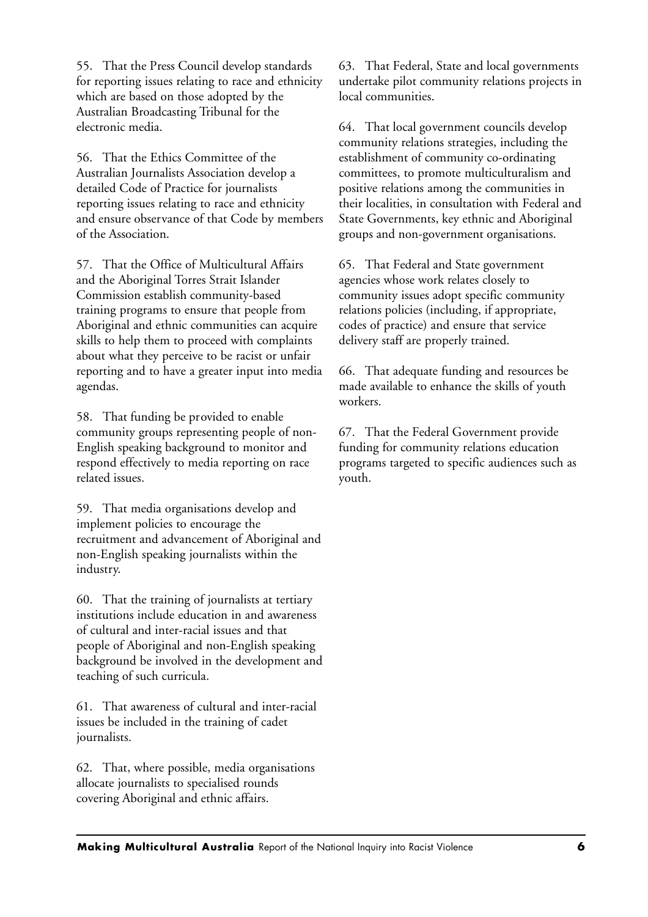55. That the Press Council develop standards for reporting issues relating to race and ethnicity which are based on those adopted by the Australian Broadcasting Tribunal for the electronic media.

56. That the Ethics Committee of the Australian Journalists Association develop a detailed Code of Practice for journalists reporting issues relating to race and ethnicity and ensure observance of that Code by members of the Association.

57. That the Office of Multicultural Affairs and the Aboriginal Torres Strait Islander Commission establish community-based training programs to ensure that people from Aboriginal and ethnic communities can acquire skills to help them to proceed with complaints about what they perceive to be racist or unfair reporting and to have a greater input into media agendas.

58. That funding be provided to enable community groups representing people of non-English speaking background to monitor and respond effectively to media reporting on race related issues.

59. That media organisations develop and implement policies to encourage the recruitment and advancement of Aboriginal and non-English speaking journalists within the industry.

60. That the training of journalists at tertiary institutions include education in and awareness of cultural and inter-racial issues and that people of Aboriginal and non-English speaking background be involved in the development and teaching of such curricula.

61. That awareness of cultural and inter-racial issues be included in the training of cadet journalists.

62. That, where possible, media organisations allocate journalists to specialised rounds covering Aboriginal and ethnic affairs.

63. That Federal, State and local governments undertake pilot community relations projects in local communities.

64. That local government councils develop community relations strategies, including the establishment of community co-ordinating committees, to promote multiculturalism and positive relations among the communities in their localities, in consultation with Federal and State Governments, key ethnic and Aboriginal groups and non-government organisations.

65. That Federal and State government agencies whose work relates closely to community issues adopt specific community relations policies (including, if appropriate, codes of practice) and ensure that service delivery staff are properly trained.

66. That adequate funding and resources be made available to enhance the skills of youth workers.

67. That the Federal Government provide funding for community relations education programs targeted to specific audiences such as youth.